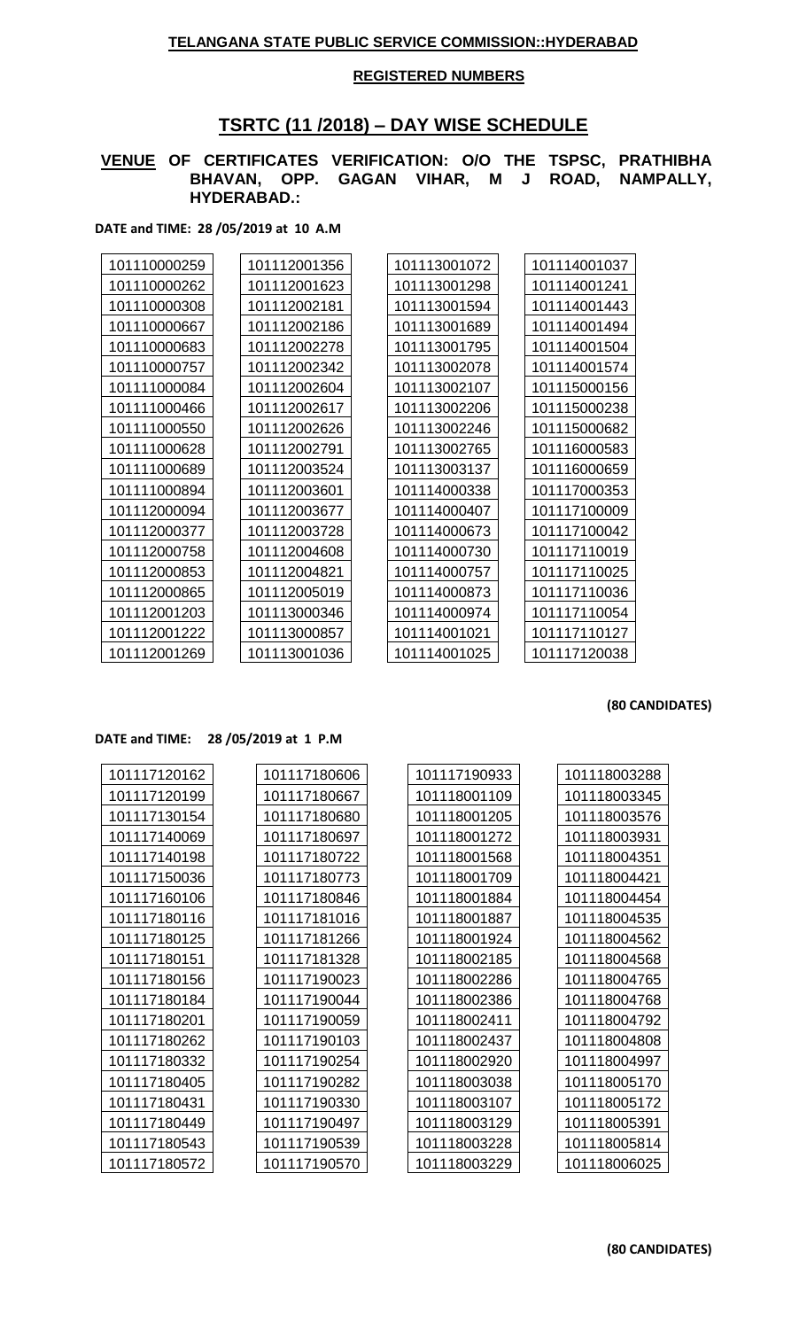**TELANGANA STATE PUBLIC SERVICE COMMISSION::HYDERABAD**

**REGISTERED NUMBERS**

## TSRTC (11 /2018) – DAY WISE SCHEDULE

**VENUE OF CERTIFICATES VERIFICATION: O/O THE TSPSC, PRATHIBHA BHAVAN, OPP. GAGAN VIHAR, M J ROAD, NAMPALLY, HYDERABAD.:**

**DATE and TIME: 28 /05/2019 at 10 A.M**

| | | | |
|---|---|---|---|
| 101110000259 | 101112001356 | 101113001072 | 101114001037 |
| 101110000262 | 101112001623 | 101113001298 | 101114001241 |
| 101110000308 | 101112002181 | 101113001594 | 101114001443 |
| 101110000667 | 101112002186 | 101113001689 | 101114001494 |
| 101110000683 | 101112002278 | 101113001795 | 101114001504 |
| 101110000757 | 101112002342 | 101113002078 | 101114001574 |
| 101111000084 | 101112002604 | 101113002107 | 101115000156 |
| 101111000466 | 101112002617 | 101113002206 | 101115000238 |
| 101111000550 | 101112002626 | 101113002246 | 101115000682 |
| 101111000628 | 101112002791 | 101113002765 | 101116000583 |
| 101111000689 | 101112003524 | 101113003137 | 101116000659 |
| 101111000894 | 101112003601 | 101114000338 | 101117000353 |
| 101112000094 | 101112003677 | 101114000407 | 101117100009 |
| 101112000377 | 101112003728 | 101114000673 | 101117100042 |
| 101112000758 | 101112004608 | 101114000730 | 101117110019 |
| 101112000853 | 101112004821 | 101114000757 | 101117110025 |
| 101112000865 | 101112005019 | 101114000873 | 101117110036 |
| 101112001203 | 101113000346 | 101114000974 | 101117110054 |
| 101112001222 | 101113000857 | 101114001021 | 101117110127 |
| 101112001269 | 101113001036 | 101114001025 | 101117120038 |

**(80 CANDIDATES)**

**DATE and TIME: 28 /05/2019 at 1 P.M**

| | | | |
|---|---|---|---|
| 101117120162 | 101117180606 | 101117190933 | 101118003288 |
| 101117120199 | 101117180667 | 101118001109 | 101118003345 |
| 101117130154 | 101117180680 | 101118001205 | 101118003576 |
| 101117140069 | 101117180697 | 101118001272 | 101118003931 |
| 101117140198 | 101117180722 | 101118001568 | 101118004351 |
| 101117150036 | 101117180773 | 101118001709 | 101118004421 |
| 101117160106 | 101117180846 | 101118001884 | 101118004454 |
| 101117180116 | 101117181016 | 101118001887 | 101118004535 |
| 101117180125 | 101117181266 | 101118001924 | 101118004562 |
| 101117180151 | 101117181328 | 101118002185 | 101118004568 |
| 101117180156 | 101117190023 | 101118002286 | 101118004765 |
| 101117180184 | 101117190044 | 101118002386 | 101118004768 |
| 101117180201 | 101117190059 | 101118002411 | 101118004792 |
| 101117180262 | 101117190103 | 101118002437 | 101118004808 |
| 101117180332 | 101117190254 | 101118002920 | 101118004997 |
| 101117180405 | 101117190282 | 101118003038 | 101118005170 |
| 101117180431 | 101117190330 | 101118003107 | 101118005172 |
| 101117180449 | 101117190497 | 101118003129 | 101118005391 |
| 101117180543 | 101117190539 | 101118003228 | 101118005814 |
| 101117180572 | 101117190570 | 101118003229 | 101118006025 |

**(80 CANDIDATES)**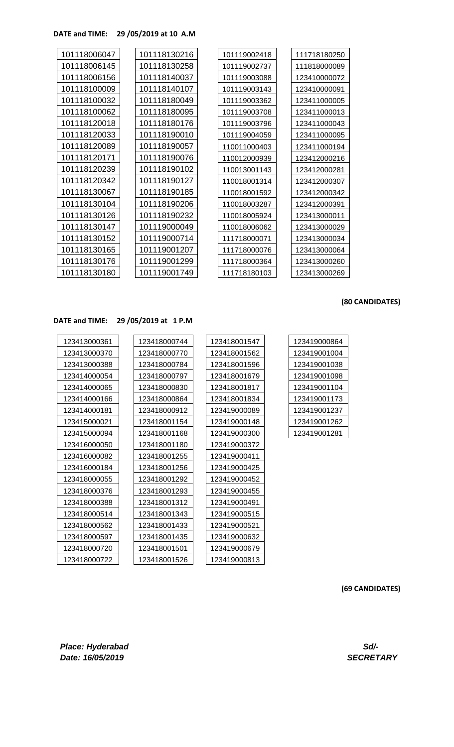**DATE and TIME: 29 /05/2019 at 10 A.M**

| | | | |
|---|---|---|---|
| 101118006047 | 101118130216 | 101119002418 | 111718180250 |
| 101118006145 | 101118130258 | 101119002737 | 111818000089 |
| 101118006156 | 101118140037 | 101119003088 | 123410000072 |
| 101118100009 | 101118140107 | 101119003143 | 123410000091 |
| 101118100032 | 101118180049 | 101119003362 | 123411000005 |
| 101118100062 | 101118180095 | 101119003708 | 123411000013 |
| 101118120018 | 101118180176 | 101119003796 | 123411000043 |
| 101118120033 | 101118190010 | 101119004059 | 123411000095 |
| 101118120089 | 101118190057 | 110011000403 | 123411000194 |
| 101118120171 | 101118190076 | 110012000939 | 123412000216 |
| 101118120239 | 101118190102 | 110013001143 | 123412000281 |
| 101118120342 | 101118190127 | 110018001314 | 123412000307 |
| 101118130067 | 101118190185 | 110018001592 | 123412000342 |
| 101118130104 | 101118190206 | 110018003287 | 123412000391 |
| 101118130126 | 101118190232 | 110018005924 | 123413000011 |
| 101118130147 | 101119000049 | 110018006062 | 123413000029 |
| 101118130152 | 101119000714 | 111718000071 | 123413000034 |
| 101118130165 | 101119001207 | 111718000076 | 123413000064 |
| 101118130176 | 101119001299 | 111718000364 | 123413000260 |
| 101118130180 | 101119001749 | 111718180103 | 123413000269 |

**(80 CANDIDATES)**

**DATE and TIME: 29 /05/2019 at 1 P.M**

| | | | |
|---|---|---|---|
| 123413000361 | 123418000744 | 123418001547 | 123419000864 |
| 123413000370 | 123418000770 | 123418001562 | 123419001004 |
| 123413000388 | 123418000784 | 123418001596 | 123419001038 |
| 123414000054 | 123418000797 | 123418001679 | 123419001098 |
| 123414000065 | 123418000830 | 123418001817 | 123419001104 |
| 123414000166 | 123418000864 | 123418001834 | 123419001173 |
| 123414000181 | 123418000912 | 123419000089 | 123419001237 |
| 123415000021 | 123418001154 | 123419000148 | 123419001262 |
| 123415000094 | 123418001168 | 123419000300 | 123419001281 |
| 123416000050 | 123418001180 | 123419000372 | |
| 123416000082 | 123418001255 | 123419000411 | |
| 123416000184 | 123418001256 | 123419000425 | |
| 123418000055 | 123418001292 | 123419000452 | |
| 123418000376 | 123418001293 | 123419000455 | |
| 123418000388 | 123418001312 | 123419000491 | |
| 123418000514 | 123418001343 | 123419000515 | |
| 123418000562 | 123418001433 | 123419000521 | |
| 123418000597 | 123418001435 | 123419000632 | |
| 123418000720 | 123418001501 | 123419000679 | |
| 123418000722 | 123418001526 | 123419000813 | |

**(69 CANDIDATES)**

***Place: Hyderabad*** ***Sd/-***

***Date: 16/05/2019*** ***SECRETARY***